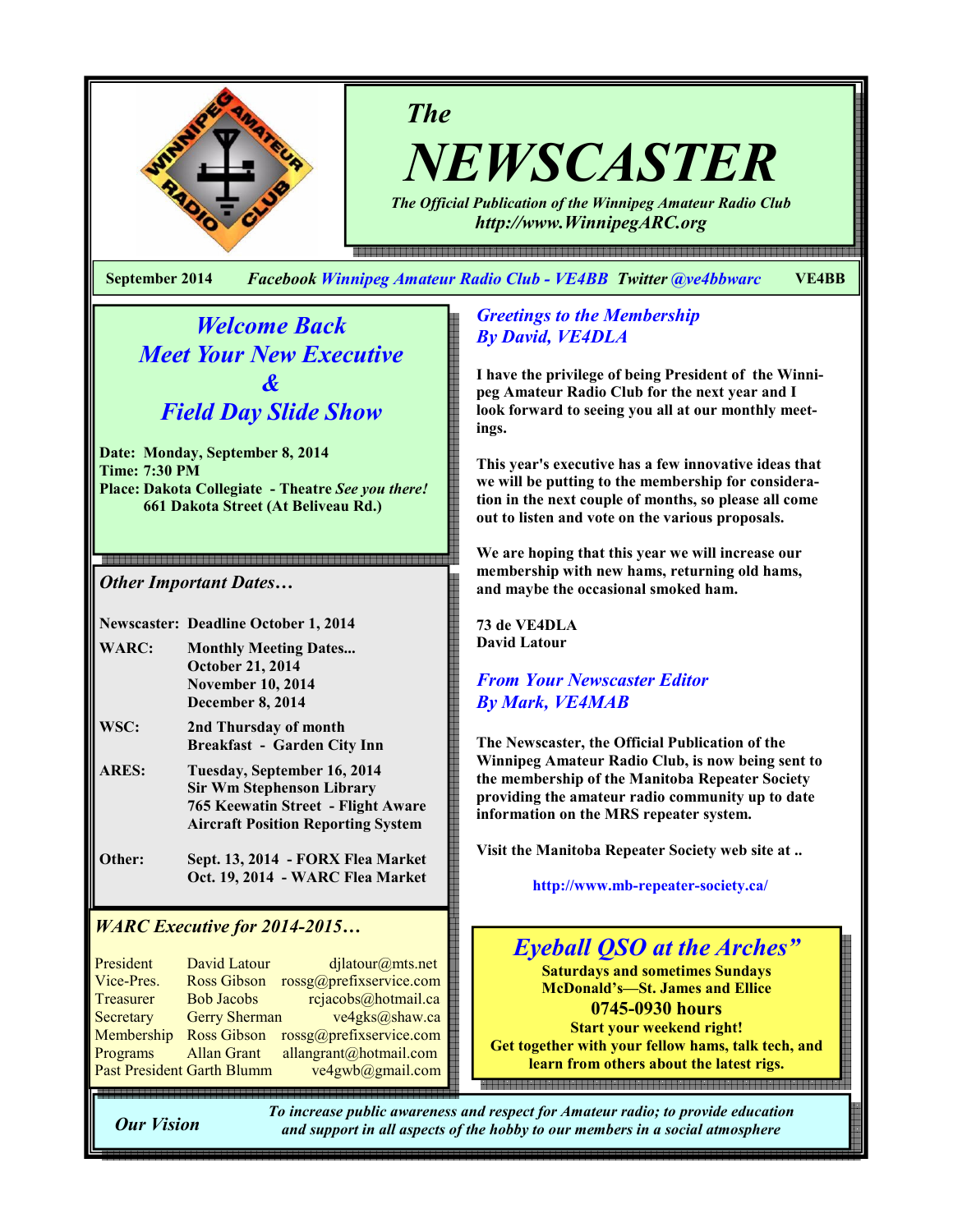# *The* NEWSCASTER

*The Official Publication of the Winnipeg Amateur Radio Club*

*http://www.WinnipegARC.org*

**September 2014** *Facebook Winnipeg Amateur Radio Club - VE4BB* *Twitter @ve4bbwarc* **VE4BB**

## *Welcome Back*
## *Meet Your New Executive*
## *&*
## *Field Day Slide Show*

**Date: Monday, September 8, 2014**
**Time: 7:30 PM**
**Place: Dakota Collegiate - Theatre** ***See you there!***
**661 Dakota Street (At Beliveau Rd.)**

### *Other Important Dates…*

| | |
|---|---|
| **Newscaster:** | **Deadline October 1, 2014** |
| **WARC:** | **Monthly Meeting Dates...**<br>**October 21, 2014**<br>**November 10, 2014**<br>**December 8, 2014** |
| **WSC:** | **2nd Thursday of month**<br>**Breakfast - Garden City Inn** |
| **ARES:** | **Tuesday, September 16, 2014**<br>**Sir Wm Stephenson Library**<br>**765 Keewatin Street - Flight Aware Aircraft Position Reporting System** |
| **Other:** | **Sept. 13, 2014 - FORX Flea Market**<br>**Oct. 19, 2014 - WARC Flea Market** |

### *WARC Executive for 2014-2015…*

| | | |
|---|---|---|
| President | David Latour | djlatour@mts.net |
| Vice-Pres. | Ross Gibson | rossg@prefixservice.com |
| Treasurer | Bob Jacobs | rcjacobs@hotmail.ca |
| Secretary | Gerry Sherman | ve4gks@shaw.ca |
| Membership | Ross Gibson | rossg@prefixservice.com |
| Programs | Allan Grant | allangrant@hotmail.com |
| Past President | Garth Blumm | ve4gwb@gmail.com |

## *Greetings to the Membership*
### *By David, VE4DLA*

**I have the privilege of being President of the Winnipeg Amateur Radio Club for the next year and I look forward to seeing you all at our monthly meetings.**

**This year's executive has a few innovative ideas that we will be putting to the membership for consideration in the next couple of months, so please all come out to listen and vote on the various proposals.**

**We are hoping that this year we will increase our membership with new hams, returning old hams, and maybe the occasional smoked ham.**

**73 de VE4DLA**
**David Latour**

## *From Your Newscaster Editor*
### *By Mark, VE4MAB*

**The Newscaster, the Official Publication of the Winnipeg Amateur Radio Club, is now being sent to the membership of the Manitoba Repeater Society providing the amateur radio community up to date information on the MRS repeater system.**

**Visit the Manitoba Repeater Society web site at ..**

**http://www.mb-repeater-society.ca/**

## *Eyeball QSO at the Arches"*

**Saturdays and sometimes Sundays**
**McDonald's—St. James and Ellice**
**0745-0930 hours**
**Start your weekend right!**
**Get together with your fellow hams, talk tech, and learn from others about the latest rigs.**

***Our Vision*** *To increase public awareness and respect for Amateur radio; to provide education and support in all aspects of the hobby to our members in a social atmosphere*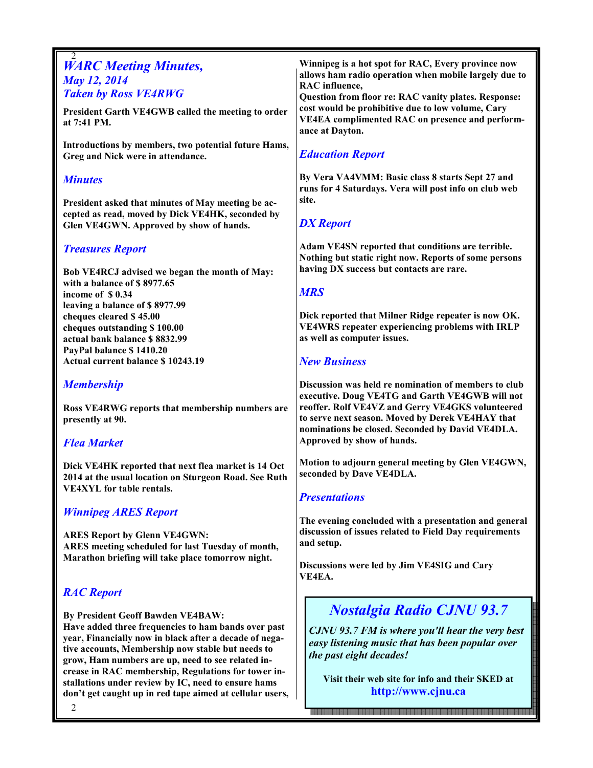## WARC Meeting Minutes,
### May 12, 2014
### Taken by Ross VE4RWG

**President Garth VE4GWB called the meeting to order at 7:41 PM.**

**Introductions by members, two potential future Hams, Greg and Nick were in attendance.**

### Minutes

**President asked that minutes of May meeting be accepted as read, moved by Dick VE4HK, seconded by Glen VE4GWN. Approved by show of hands.**

### Treasures Report

**Bob VE4RCJ advised we began the month of May:**
**with a balance of $ 8977.65**
**income of $ 0.34**
**leaving a balance of $ 8977.99**
**cheques cleared $ 45.00**
**cheques outstanding $ 100.00**
**actual bank balance $ 8832.99**
**PayPal balance $ 1410.20**
**Actual current balance $ 10243.19**

### Membership

**Ross VE4RWG reports that membership numbers are presently at 90.**

### Flea Market

**Dick VE4HK reported that next flea market is 14 Oct 2014 at the usual location on Sturgeon Road. See Ruth VE4XYL for table rentals.**

### Winnipeg ARES Report

**ARES Report by Glenn VE4GWN:**
**ARES meeting scheduled for last Tuesday of month, Marathon briefing will take place tomorrow night.**

### RAC Report

**By President Geoff Bawden VE4BAW:**
**Have added three frequencies to ham bands over past year, Financially now in black after a decade of negative accounts, Membership now stable but needs to grow, Ham numbers are up, need to see related increase in RAC membership, Regulations for tower installations under review by IC, need to ensure hams don't get caught up in red tape aimed at cellular users, Winnipeg is a hot spot for RAC, Every province now allows ham radio operation when mobile largely due to RAC influence,**
**Question from floor re: RAC vanity plates. Response: cost would be prohibitive due to low volume, Cary VE4EA complimented RAC on presence and performance at Dayton.**

### Education Report

**By Vera VA4VMM: Basic class 8 starts Sept 27 and runs for 4 Saturdays. Vera will post info on club web site.**

### DX Report

**Adam VE4SN reported that conditions are terrible. Nothing but static right now. Reports of some persons having DX success but contacts are rare.**

### MRS

**Dick reported that Milner Ridge repeater is now OK. VE4WRS repeater experiencing problems with IRLP as well as computer issues.**

### New Business

**Discussion was held re nomination of members to club executive. Doug VE4TG and Garth VE4GWB will not reoffer. Rolf VE4VZ and Gerry VE4GKS volunteered to serve next season. Moved by Derek VE4HAY that nominations be closed. Seconded by David VE4DLA. Approved by show of hands.**

**Motion to adjourn general meeting by Glen VE4GWN, seconded by Dave VE4DLA.**

### Presentations

**The evening concluded with a presentation and general discussion of issues related to Field Day requirements and setup.**

**Discussions were led by Jim VE4SIG and Cary VE4EA.**

## Nostalgia Radio CJNU 93.7

***CJNU 93.7 FM is where you'll hear the very best easy listening music that has been popular over the past eight decades!***

**Visit their web site for info and their SKED at**
**http://www.cjnu.ca**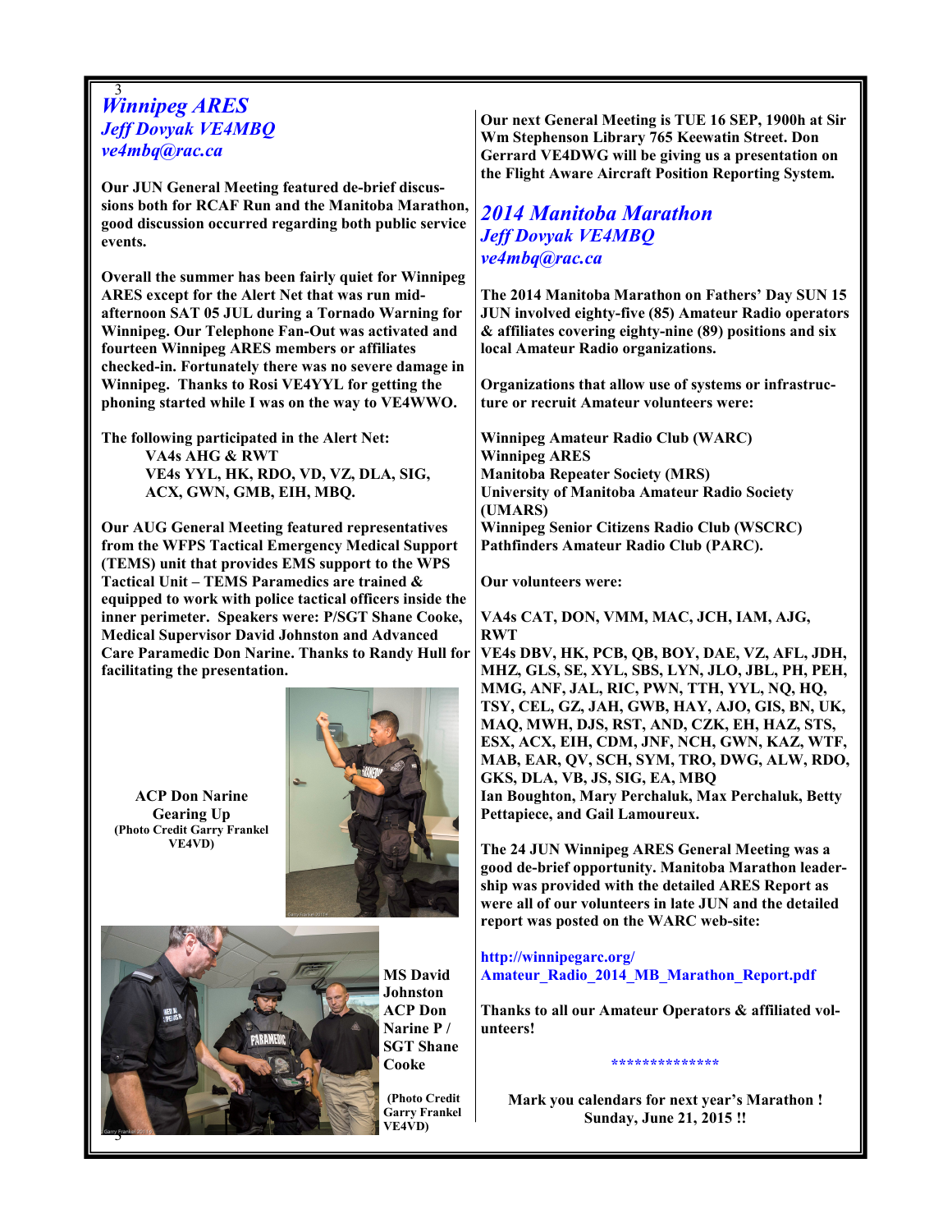## *Winnipeg ARES*

***Jeff Dovyak VE4MBQ***
***ve4mbq@rac.ca***

**Our JUN General Meeting featured de-brief discussions both for RCAF Run and the Manitoba Marathon, good discussion occurred regarding both public service events.**

**Overall the summer has been fairly quiet for Winnipeg ARES except for the Alert Net that was run mid-afternoon SAT 05 JUL during a Tornado Warning for Winnipeg. Our Telephone Fan-Out was activated and fourteen Winnipeg ARES members or affiliates checked-in. Fortunately there was no severe damage in Winnipeg. Thanks to Rosi VE4YYL for getting the phoning started while I was on the way to VE4WWO.**

**The following participated in the Alert Net:**
**VA4s AHG & RWT**
**VE4s YYL, HK, RDO, VD, VZ, DLA, SIG, ACX, GWN, GMB, EIH, MBQ.**

**Our AUG General Meeting featured representatives from the WFPS Tactical Emergency Medical Support (TEMS) unit that provides EMS support to the WPS Tactical Unit – TEMS Paramedics are trained & equipped to work with police tactical officers inside the inner perimeter. Speakers were: P/SGT Shane Cooke, Medical Supervisor David Johnston and Advanced Care Paramedic Don Narine. Thanks to Randy Hull for facilitating the presentation.**

**ACP Don Narine Gearing Up**
**(Photo Credit Garry Frankel VE4VD)**

**MS David Johnston ACP Don Narine P / SGT Shane Cooke**

**(Photo Credit Garry Frankel VE4VD)**

**Our next General Meeting is TUE 16 SEP, 1900h at Sir Wm Stephenson Library 765 Keewatin Street. Don Gerrard VE4DWG will be giving us a presentation on the Flight Aware Aircraft Position Reporting System.**

## *2014 Manitoba Marathon*

***Jeff Dovyak VE4MBQ***
***ve4mbq@rac.ca***

**The 2014 Manitoba Marathon on Fathers' Day SUN 15 JUN involved eighty-five (85) Amateur Radio operators & affiliates covering eighty-nine (89) positions and six local Amateur Radio organizations.**

**Organizations that allow use of systems or infrastructure or recruit Amateur volunteers were:**

**Winnipeg Amateur Radio Club (WARC)**
**Winnipeg ARES**
**Manitoba Repeater Society (MRS)**
**University of Manitoba Amateur Radio Society (UMARS)**
**Winnipeg Senior Citizens Radio Club (WSCRC)**
**Pathfinders Amateur Radio Club (PARC).**

**Our volunteers were:**

**VA4s CAT, DON, VMM, MAC, JCH, IAM, AJG, RWT**
**VE4s DBV, HK, PCB, QB, BOY, DAE, VZ, AFL, JDH, MHZ, GLS, SE, XYL, SBS, LYN, JLO, JBL, PH, PEH, MMG, ANF, JAL, RIC, PWN, TTH, YYL, NQ, HQ, TSY, CEL, GZ, JAH, GWB, HAY, AJO, GIS, BN, UK, MAQ, MWH, DJS, RST, AND, CZK, EH, HAZ, STS, ESX, ACX, EIH, CDM, JNF, NCH, GWN, KAZ, WTF, MAB, EAR, QV, SCH, SYM, TRO, DWG, ALW, RDO, GKS, DLA, VB, JS, SIG, EA, MBQ**
**Ian Boughton, Mary Perchaluk, Max Perchaluk, Betty Pettapiece, and Gail Lamoureux.**

**The 24 JUN Winnipeg ARES General Meeting was a good de-brief opportunity. Manitoba Marathon leadership was provided with the detailed ARES Report as were all of our volunteers in late JUN and the detailed report was posted on the WARC web-site:**

**http://winnipegarc.org/Amateur_Radio_2014_MB_Marathon_Report.pdf**

**Thanks to all our Amateur Operators & affiliated volunteers!**

**************

**Mark you calendars for next year's Marathon ! Sunday, June 21, 2015 !!**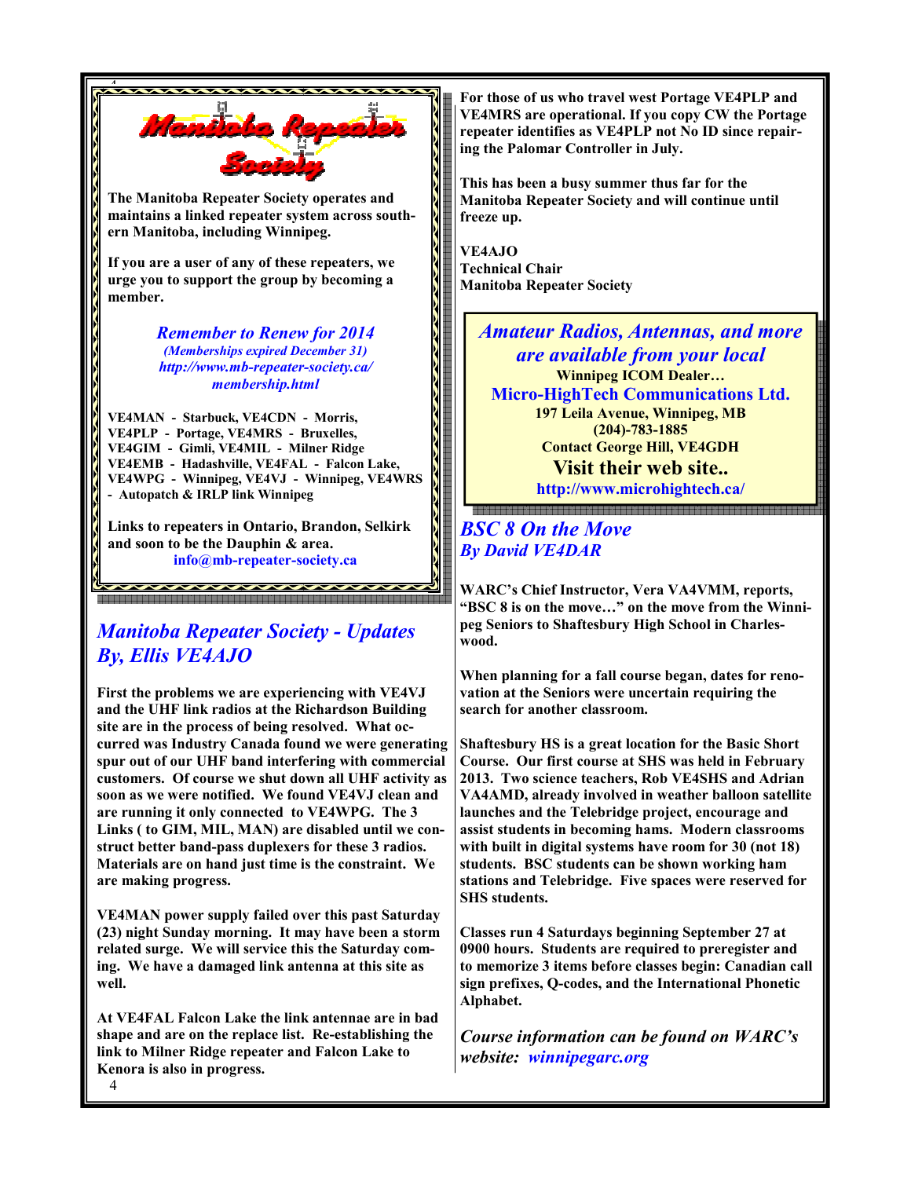# Manitoba Repeater Society

**The Manitoba Repeater Society operates and maintains a linked repeater system across southern Manitoba, including Winnipeg.**

**If you are a user of any of these repeaters, we urge you to support the group by becoming a member.**

***Remember to Renew for 2014***
***(Memberships expired December 31)***
***http://www.mb-repeater-society.ca/membership.html***

**VE4MAN - Starbuck, VE4CDN - Morris, VE4PLP - Portage, VE4MRS - Bruxelles, VE4GIM - Gimli, VE4MIL - Milner Ridge VE4EMB - Hadashville, VE4FAL - Falcon Lake, VE4WPG - Winnipeg, VE4VJ - Winnipeg, VE4WRS - Autopatch & IRLP link Winnipeg**

**Links to repeaters in Ontario, Brandon, Selkirk and soon to be the Dauphin & area.**
**info@mb-repeater-society.ca**

## *Manitoba Repeater Society - Updates By, Ellis VE4AJO*

**First the problems we are experiencing with VE4VJ and the UHF link radios at the Richardson Building site are in the process of being resolved. What occurred was Industry Canada found we were generating spur out of our UHF band interfering with commercial customers. Of course we shut down all UHF activity as soon as we were notified. We found VE4VJ clean and are running it only connected to VE4WPG. The 3 Links ( to GIM, MIL, MAN) are disabled until we construct better band-pass duplexers for these 3 radios. Materials are on hand just time is the constraint. We are making progress.**

**VE4MAN power supply failed over this past Saturday (23) night Sunday morning. It may have been a storm related surge. We will service this the Saturday coming. We have a damaged link antenna at this site as well.**

**At VE4FAL Falcon Lake the link antennae are in bad shape and are on the replace list. Re-establishing the link to Milner Ridge repeater and Falcon Lake to Kenora is also in progress.**

**For those of us who travel west Portage VE4PLP and VE4MRS are operational. If you copy CW the Portage repeater identifies as VE4PLP not No ID since repairing the Palomar Controller in July.**

**This has been a busy summer thus far for the Manitoba Repeater Society and will continue until freeze up.**

**VE4AJO**
**Technical Chair**
**Manitoba Repeater Society**

***Amateur Radios, Antennas, and more are available from your local***
**Winnipeg ICOM Dealer…**
**Micro-HighTech Communications Ltd.**
**197 Leila Avenue, Winnipeg, MB**
**(204)-783-1885**
**Contact George Hill, VE4GDH**
**Visit their web site..**
**http://www.microhightech.ca/**

## *BSC 8 On the Move By David VE4DAR*

**WARC's Chief Instructor, Vera VA4VMM, reports, "BSC 8 is on the move…" on the move from the Winnipeg Seniors to Shaftesbury High School in Charleswood.**

**When planning for a fall course began, dates for renovation at the Seniors were uncertain requiring the search for another classroom.**

**Shaftesbury HS is a great location for the Basic Short Course. Our first course at SHS was held in February 2013. Two science teachers, Rob VE4SHS and Adrian VA4AMD, already involved in weather balloon satellite launches and the Telebridge project, encourage and assist students in becoming hams. Modern classrooms with built in digital systems have room for 30 (not 18) students. BSC students can be shown working ham stations and Telebridge. Five spaces were reserved for SHS students.**

**Classes run 4 Saturdays beginning September 27 at 0900 hours. Students are required to preregister and to memorize 3 items before classes begin: Canadian call sign prefixes, Q-codes, and the International Phonetic Alphabet.**

*Course information can be found on WARC's website: winnipegarc.org*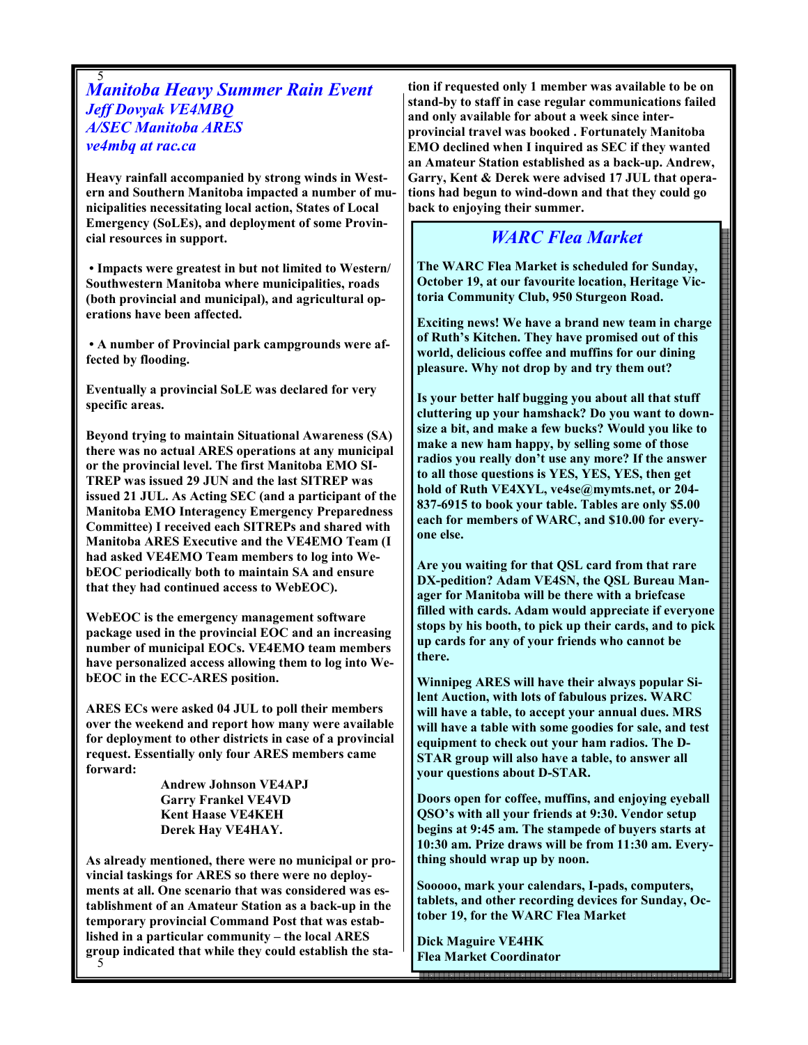# *Manitoba Heavy Summer Rain Event*

***Jeff Dovyak VE4MBQ***
***A/SEC Manitoba ARES***
***ve4mbq at rac.ca***

**Heavy rainfall accompanied by strong winds in Western and Southern Manitoba impacted a number of municipalities necessitating local action, States of Local Emergency (SoLEs), and deployment of some Provincial resources in support.**

- **Impacts were greatest in but not limited to Western/ Southwestern Manitoba where municipalities, roads (both provincial and municipal), and agricultural operations have been affected.**

- **A number of Provincial park campgrounds were affected by flooding.**

**Eventually a provincial SoLE was declared for very specific areas.**

**Beyond trying to maintain Situational Awareness (SA) there was no actual ARES operations at any municipal or the provincial level. The first Manitoba EMO SITREP was issued 29 JUN and the last SITREP was issued 21 JUL. As Acting SEC (and a participant of the Manitoba EMO Interagency Emergency Preparedness Committee) I received each SITREPs and shared with Manitoba ARES Executive and the VE4EMO Team (I had asked VE4EMO Team members to log into WebEOC periodically both to maintain SA and ensure that they had continued access to WebEOC).**

**WebEOC is the emergency management software package used in the provincial EOC and an increasing number of municipal EOCs. VE4EMO team members have personalized access allowing them to log into WebEOC in the ECC-ARES position.**

**ARES ECs were asked 04 JUL to poll their members over the weekend and report how many were available for deployment to other districts in case of a provincial request. Essentially only four ARES members came forward:**

**Andrew Johnson VE4APJ**
**Garry Frankel VE4VD**
**Kent Haase VE4KEH**
**Derek Hay VE4HAY.**

**As already mentioned, there were no municipal or provincial taskings for ARES so there were no deployments at all. One scenario that was considered was establishment of an Amateur Station as a back-up in the temporary provincial Command Post that was established in a particular community – the local ARES group indicated that while they could establish the station if requested only 1 member was available to be on stand-by to staff in case regular communications failed and only available for about a week since interprovincial travel was booked . Fortunately Manitoba EMO declined when I inquired as SEC if they wanted an Amateur Station established as a back-up. Andrew, Garry, Kent & Derek were advised 17 JUL that operations had begun to wind-down and that they could go back to enjoying their summer.**

## *WARC Flea Market*

**The WARC Flea Market is scheduled for Sunday, October 19, at our favourite location, Heritage Victoria Community Club, 950 Sturgeon Road.**

**Exciting news! We have a brand new team in charge of Ruth's Kitchen. They have promised out of this world, delicious coffee and muffins for our dining pleasure. Why not drop by and try them out?**

**Is your better half bugging you about all that stuff cluttering up your hamshack? Do you want to downsize a bit, and make a few bucks? Would you like to make a new ham happy, by selling some of those radios you really don't use any more? If the answer to all those questions is YES, YES, YES, then get hold of Ruth VE4XYL, ve4se@mymts.net, or 204-837-6915 to book your table. Tables are only $5.00 each for members of WARC, and $10.00 for everyone else.**

**Are you waiting for that QSL card from that rare DX-pedition? Adam VE4SN, the QSL Bureau Manager for Manitoba will be there with a briefcase filled with cards. Adam would appreciate if everyone stops by his booth, to pick up their cards, and to pick up cards for any of your friends who cannot be there.**

**Winnipeg ARES will have their always popular Silent Auction, with lots of fabulous prizes. WARC will have a table, to accept your annual dues. MRS will have a table with some goodies for sale, and test equipment to check out your ham radios. The D-STAR group will also have a table, to answer all your questions about D-STAR.**

**Doors open for coffee, muffins, and enjoying eyeball QSO's with all your friends at 9:30. Vendor setup begins at 9:45 am. The stampede of buyers starts at 10:30 am. Prize draws will be from 11:30 am. Everything should wrap up by noon.**

**Sooooo, mark your calendars, I-pads, computers, tablets, and other recording devices for Sunday, October 19, for the WARC Flea Market**

**Dick Maguire VE4HK**
**Flea Market Coordinator**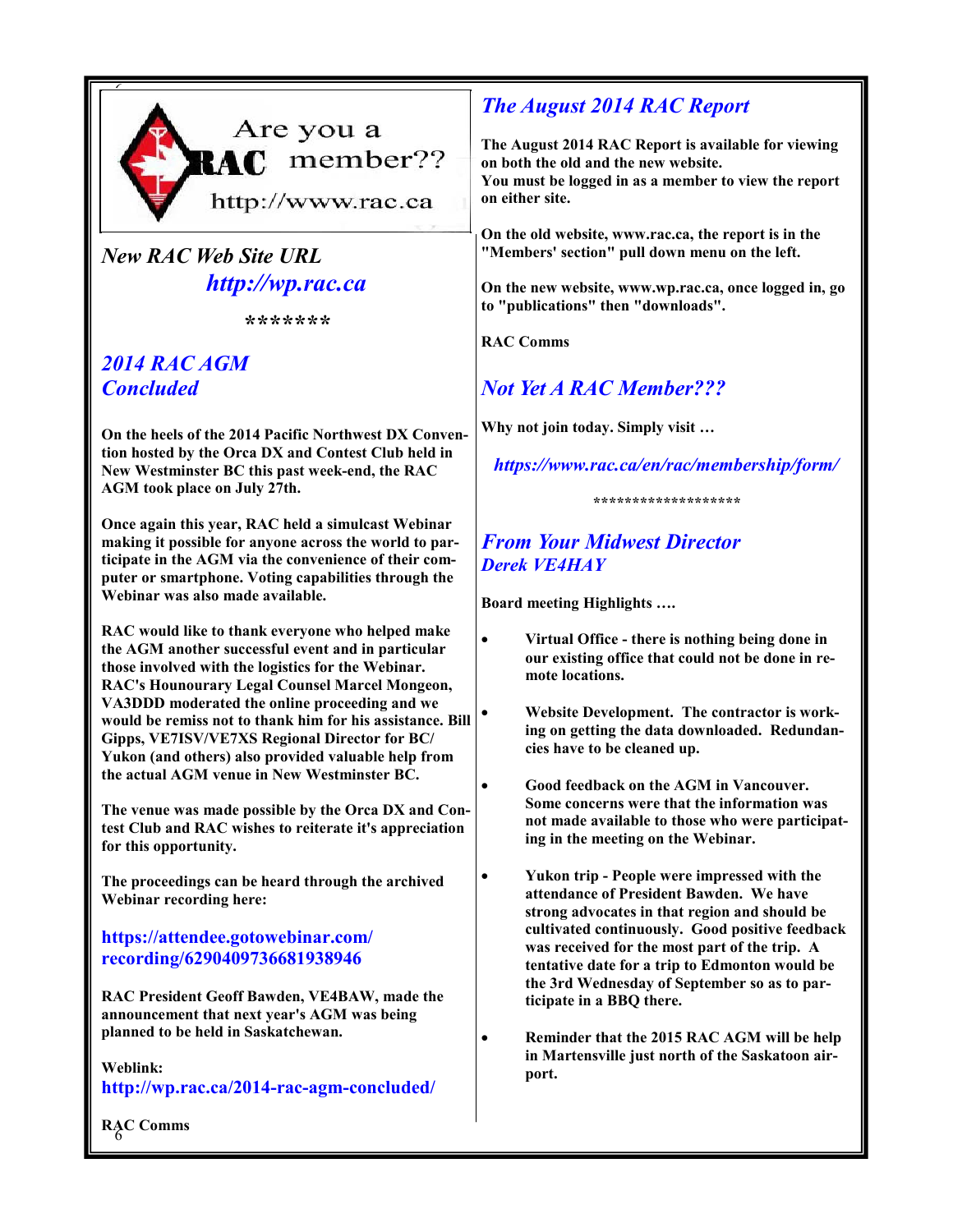Are you a RAC member?? http://www.rac.ca

## New RAC Web Site URL

## http://wp.rac.ca

*******

## 2014 RAC AGM Concluded

**On the heels of the 2014 Pacific Northwest DX Convention hosted by the Orca DX and Contest Club held in New Westminster BC this past week-end, the RAC AGM took place on July 27th.**

**Once again this year, RAC held a simulcast Webinar making it possible for anyone across the world to participate in the AGM via the convenience of their computer or smartphone. Voting capabilities through the Webinar was also made available.**

**RAC would like to thank everyone who helped make the AGM another successful event and in particular those involved with the logistics for the Webinar. RAC's Hounourary Legal Counsel Marcel Mongeon, VA3DDD moderated the online proceeding and we would be remiss not to thank him for his assistance. Bill Gipps, VE7ISV/VE7XS Regional Director for BC/ Yukon (and others) also provided valuable help from the actual AGM venue in New Westminster BC.**

**The venue was made possible by the Orca DX and Contest Club and RAC wishes to reiterate it's appreciation for this opportunity.**

**The proceedings can be heard through the archived Webinar recording here:**

**https://attendee.gotowebinar.com/recording/6290409736681938946**

**RAC President Geoff Bawden, VE4BAW, made the announcement that next year's AGM was being planned to be held in Saskatchewan.**

**Weblink:**
**http://wp.rac.ca/2014-rac-agm-concluded/**

**RAC Comms**

## The August 2014 RAC Report

**The August 2014 RAC Report is available for viewing on both the old and the new website.**
**You must be logged in as a member to view the report on either site.**

**On the old website, www.rac.ca, the report is in the "Members' section" pull down menu on the left.**

**On the new website, www.wp.rac.ca, once logged in, go to "publications" then "downloads".**

**RAC Comms**

## Not Yet A RAC Member???

**Why not join today. Simply visit …**

**https://www.rac.ca/en/rac/membership/form/**

*******************

## From Your Midwest Director
### Derek VE4HAY

**Board meeting Highlights ….**

- **Virtual Office - there is nothing being done in our existing office that could not be done in remote locations.**
- **Website Development. The contractor is working on getting the data downloaded. Redundancies have to be cleaned up.**
- **Good feedback on the AGM in Vancouver. Some concerns were that the information was not made available to those who were participating in the meeting on the Webinar.**
- **Yukon trip - People were impressed with the attendance of President Bawden. We have strong advocates in that region and should be cultivated continuously. Good positive feedback was received for the most part of the trip. A tentative date for a trip to Edmonton would be the 3rd Wednesday of September so as to participate in a BBQ there.**
- **Reminder that the 2015 RAC AGM will be help in Martensville just north of the Saskatoon airport.**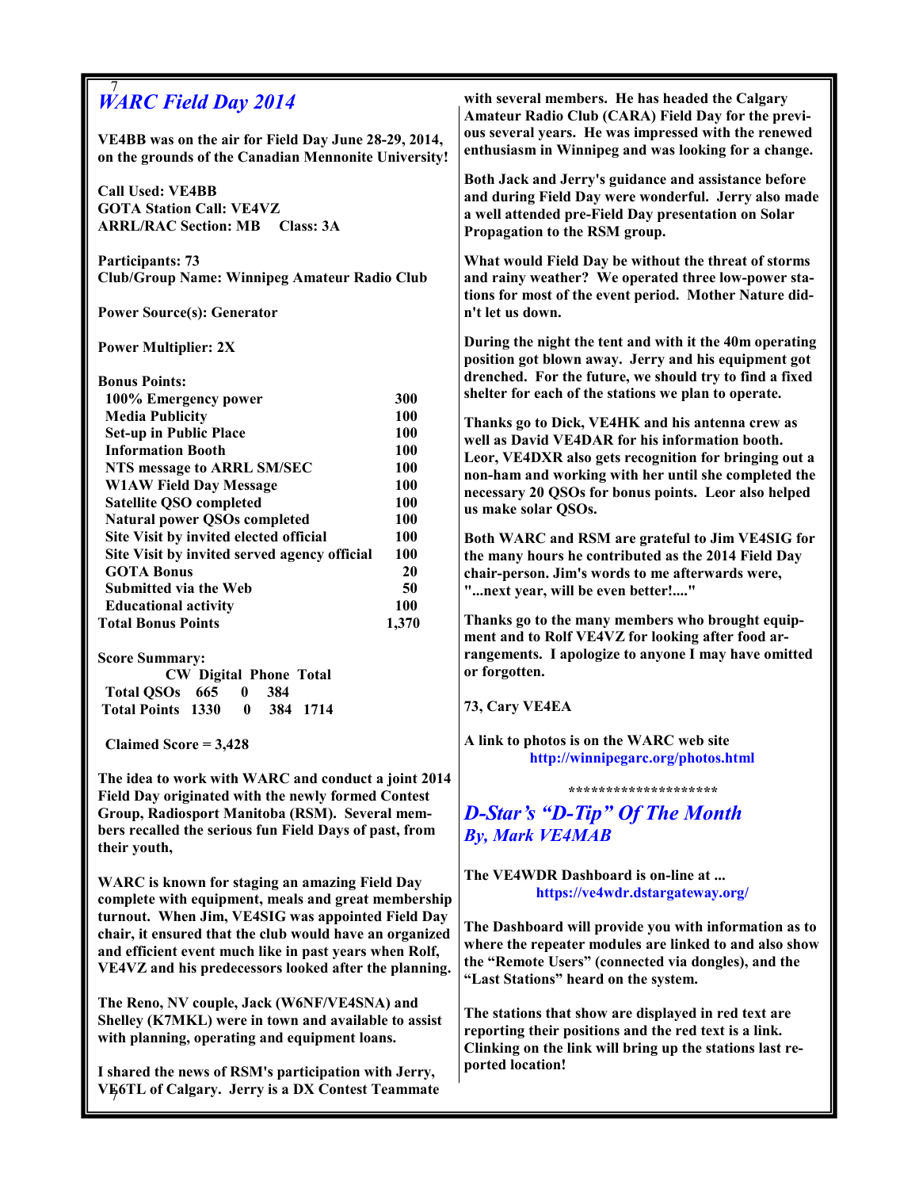## *WARC Field Day 2014*

**VE4BB was on the air for Field Day June 28-29, 2014, on the grounds of the Canadian Mennonite University!**

**Call Used: VE4BB**
**GOTA Station Call: VE4VZ**
**ARRL/RAC Section: MB     Class: 3A**

**Participants: 73**
**Club/Group Name: Winnipeg Amateur Radio Club**

**Power Source(s): Generator**

**Power Multiplier: 2X**

**Bonus Points:**

| | |
|---|---|
| 100% Emergency power | 300 |
| Media Publicity | 100 |
| Set-up in Public Place | 100 |
| Information Booth | 100 |
| NTS message to ARRL SM/SEC | 100 |
| W1AW Field Day Message | 100 |
| Satellite QSO completed | 100 |
| Natural power QSOs completed | 100 |
| Site Visit by invited elected official | 100 |
| Site Visit by invited served agency official | 100 |
| GOTA Bonus | 20 |
| Submitted via the Web | 50 |
| Educational activity | 100 |
| **Total Bonus Points** | **1,370** |

**Score Summary:**

| | CW | Digital | Phone | Total |
|---|---|---|---|---|
| Total QSOs | 665 | 0 | 384 | |
| Total Points | 1330 | 0 | 384 | 1714 |

**Claimed Score = 3,428**

**The idea to work with WARC and conduct a joint 2014 Field Day originated with the newly formed Contest Group, Radiosport Manitoba (RSM). Several members recalled the serious fun Field Days of past, from their youth,**

**WARC is known for staging an amazing Field Day complete with equipment, meals and great membership turnout. When Jim, VE4SIG was appointed Field Day chair, it ensured that the club would have an organized and efficient event much like in past years when Rolf, VE4VZ and his predecessors looked after the planning.**

**The Reno, NV couple, Jack (W6NF/VE4SNA) and Shelley (K7MKL) were in town and available to assist with planning, operating and equipment loans.**

**I shared the news of RSM's participation with Jerry, VE6TL of Calgary. Jerry is a DX Contest Teammate with several members. He has headed the Calgary Amateur Radio Club (CARA) Field Day for the previous several years. He was impressed with the renewed enthusiasm in Winnipeg and was looking for a change.**

**Both Jack and Jerry's guidance and assistance before and during Field Day were wonderful. Jerry also made a well attended pre-Field Day presentation on Solar Propagation to the RSM group.**

**What would Field Day be without the threat of storms and rainy weather? We operated three low-power stations for most of the event period. Mother Nature didn't let us down.**

**During the night the tent and with it the 40m operating position got blown away. Jerry and his equipment got drenched. For the future, we should try to find a fixed shelter for each of the stations we plan to operate.**

**Thanks go to Dick, VE4HK and his antenna crew as well as David VE4DAR for his information booth. Leor, VE4DXR also gets recognition for bringing out a non-ham and working with her until she completed the necessary 20 QSOs for bonus points. Leor also helped us make solar QSOs.**

**Both WARC and RSM are grateful to Jim VE4SIG for the many hours he contributed as the 2014 Field Day chair-person. Jim's words to me afterwards were, "...next year, will be even better!...."**

**Thanks go to the many members who brought equipment and to Rolf VE4VZ for looking after food arrangements. I apologize to anyone I may have omitted or forgotten.**

**73, Cary VE4EA**

**A link to photos is on the WARC web site**
**http://winnipegarc.org/photos.html**

********************

## *D-Star's "D-Tip" Of The Month*
### *By, Mark VE4MAB*

**The VE4WDR Dashboard is on-line at ...**
**https://ve4wdr.dstargateway.org/**

**The Dashboard will provide you with information as to where the repeater modules are linked to and also show the "Remote Users" (connected via dongles), and the "Last Stations" heard on the system.**

**The stations that show are displayed in red text are reporting their positions and the red text is a link. Clinking on the link will bring up the stations last reported location!**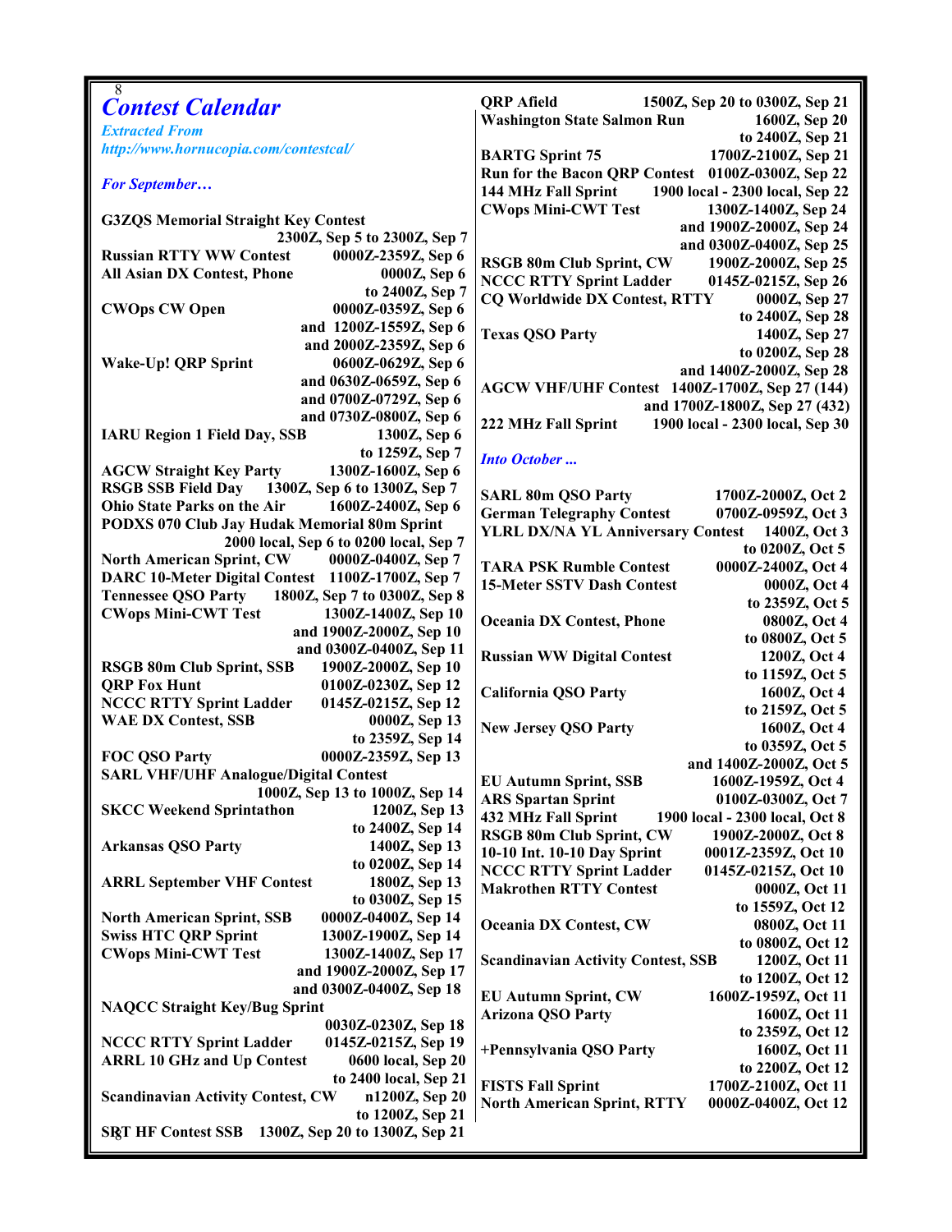# Contest Calendar

*Extracted From*
*http://www.hornucopia.com/contestcal/*

*For September…*

**G3ZQS Memorial Straight Key Contest** 2300Z, Sep 5 to 2300Z, Sep 7
**Russian RTTY WW Contest** 0000Z-2359Z, Sep 6
**All Asian DX Contest, Phone** 0000Z, Sep 6 to 2400Z, Sep 7
**CWOps CW Open** 0000Z-0359Z, Sep 6 and 1200Z-1559Z, Sep 6 and 2000Z-2359Z, Sep 6
**Wake-Up! QRP Sprint** 0600Z-0629Z, Sep 6 and 0630Z-0659Z, Sep 6 and 0700Z-0729Z, Sep 6 and 0730Z-0800Z, Sep 6
**IARU Region 1 Field Day, SSB** 1300Z, Sep 6 to 1259Z, Sep 7
**AGCW Straight Key Party** 1300Z-1600Z, Sep 6
**RSGB SSB Field Day** 1300Z, Sep 6 to 1300Z, Sep 7
**Ohio State Parks on the Air** 1600Z-2400Z, Sep 6
**PODXS 070 Club Jay Hudak Memorial 80m Sprint** 2000 local, Sep 6 to 0200 local, Sep 7
**North American Sprint, CW** 0000Z-0400Z, Sep 7
**DARC 10-Meter Digital Contest** 1100Z-1700Z, Sep 7
**Tennessee QSO Party** 1800Z, Sep 7 to 0300Z, Sep 8
**CWops Mini-CWT Test** 1300Z-1400Z, Sep 10 and 1900Z-2000Z, Sep 10 and 0300Z-0400Z, Sep 11
**RSGB 80m Club Sprint, SSB** 1900Z-2000Z, Sep 10
**QRP Fox Hunt** 0100Z-0230Z, Sep 12
**NCCC RTTY Sprint Ladder** 0145Z-0215Z, Sep 12
**WAE DX Contest, SSB** 0000Z, Sep 13 to 2359Z, Sep 14
**FOC QSO Party** 0000Z-2359Z, Sep 13
**SARL VHF/UHF Analogue/Digital Contest** 1000Z, Sep 13 to 1000Z, Sep 14
**SKCC Weekend Sprintathon** 1200Z, Sep 13 to 2400Z, Sep 14
**Arkansas QSO Party** 1400Z, Sep 13 to 0200Z, Sep 14
**ARRL September VHF Contest** 1800Z, Sep 13 to 0300Z, Sep 15
**North American Sprint, SSB** 0000Z-0400Z, Sep 14
**Swiss HTC QRP Sprint** 1300Z-1900Z, Sep 14
**CWops Mini-CWT Test** 1300Z-1400Z, Sep 17 and 1900Z-2000Z, Sep 17 and 0300Z-0400Z, Sep 18
**NAQCC Straight Key/Bug Sprint** 0030Z-0230Z, Sep 18
**NCCC RTTY Sprint Ladder** 0145Z-0215Z, Sep 19
**ARRL 10 GHz and Up Contest** 0600 local, Sep 20 to 2400 local, Sep 21
**Scandinavian Activity Contest, CW** n1200Z, Sep 20 to 1200Z, Sep 21
**SRT HF Contest SSB** 1300Z, Sep 20 to 1300Z, Sep 21
**QRP Afield** 1500Z, Sep 20 to 0300Z, Sep 21
**Washington State Salmon Run** 1600Z, Sep 20 to 2400Z, Sep 21
**BARTG Sprint 75** 1700Z-2100Z, Sep 21
**Run for the Bacon QRP Contest** 0100Z-0300Z, Sep 22
**144 MHz Fall Sprint** 1900 local - 2300 local, Sep 22
**CWops Mini-CWT Test** 1300Z-1400Z, Sep 24 and 1900Z-2000Z, Sep 24 and 0300Z-0400Z, Sep 25
**RSGB 80m Club Sprint, CW** 1900Z-2000Z, Sep 25
**NCCC RTTY Sprint Ladder** 0145Z-0215Z, Sep 26
**CQ Worldwide DX Contest, RTTY** 0000Z, Sep 27 to 2400Z, Sep 28
**Texas QSO Party** 1400Z, Sep 27 to 0200Z, Sep 28 and 1400Z-2000Z, Sep 28
**AGCW VHF/UHF Contest** 1400Z-1700Z, Sep 27 (144) and 1700Z-1800Z, Sep 27 (432)
**222 MHz Fall Sprint** 1900 local - 2300 local, Sep 30

*Into October ...*

**SARL 80m QSO Party** 1700Z-2000Z, Oct 2
**German Telegraphy Contest** 0700Z-0959Z, Oct 3
**YLRL DX/NA YL Anniversary Contest** 1400Z, Oct 3 to 0200Z, Oct 5
**TARA PSK Rumble Contest** 0000Z-2400Z, Oct 4
**15-Meter SSTV Dash Contest** 0000Z, Oct 4 to 2359Z, Oct 5
**Oceania DX Contest, Phone** 0800Z, Oct 4 to 0800Z, Oct 5
**Russian WW Digital Contest** 1200Z, Oct 4 to 1159Z, Oct 5
**California QSO Party** 1600Z, Oct 4 to 2159Z, Oct 5
**New Jersey QSO Party** 1600Z, Oct 4 to 0359Z, Oct 5 and 1400Z-2000Z, Oct 5
**EU Autumn Sprint, SSB** 1600Z-1959Z, Oct 4
**ARS Spartan Sprint** 0100Z-0300Z, Oct 7
**432 MHz Fall Sprint** 1900 local - 2300 local, Oct 8
**RSGB 80m Club Sprint, CW** 1900Z-2000Z, Oct 8
**10-10 Int. 10-10 Day Sprint** 0001Z-2359Z, Oct 10
**NCCC RTTY Sprint Ladder** 0145Z-0215Z, Oct 10
**Makrothen RTTY Contest** 0000Z, Oct 11 to 1559Z, Oct 12
**Oceania DX Contest, CW** 0800Z, Oct 11 to 0800Z, Oct 12
**Scandinavian Activity Contest, SSB** 1200Z, Oct 11 to 1200Z, Oct 12
**EU Autumn Sprint, CW** 1600Z-1959Z, Oct 11
**Arizona QSO Party** 1600Z, Oct 11 to 2359Z, Oct 12
**+Pennsylvania QSO Party** 1600Z, Oct 11 to 2200Z, Oct 12
**FISTS Fall Sprint** 1700Z-2100Z, Oct 11
**North American Sprint, RTTY** 0000Z-0400Z, Oct 12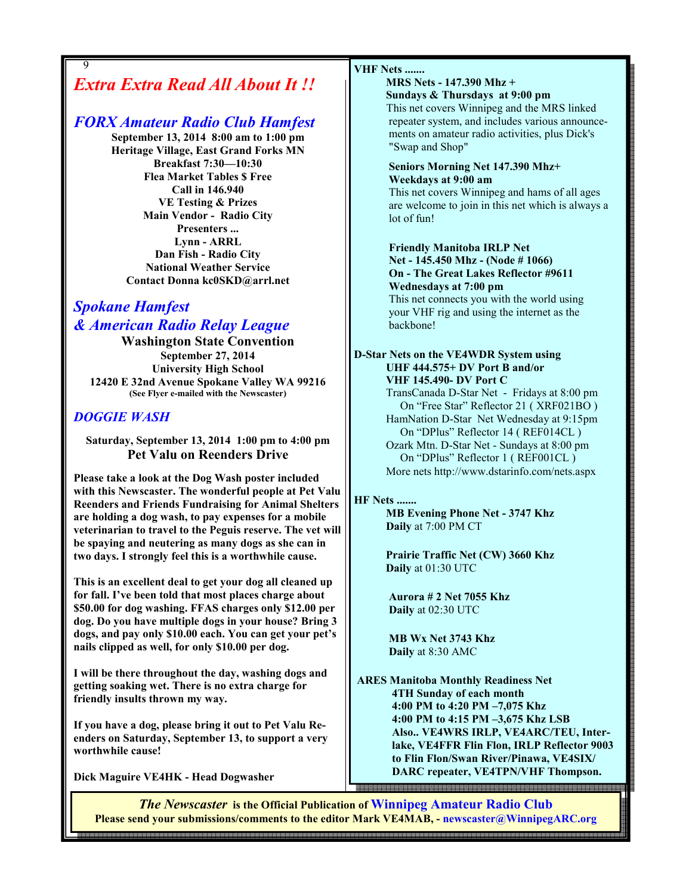# *Extra Extra Read All About It !!*

## *FORX Amateur Radio Club Hamfest*

**September 13, 2014 8:00 am to 1:00 pm**
**Heritage Village, East Grand Forks MN**
**Breakfast 7:30—10:30**
**Flea Market Tables $ Free**
**Call in 146.940**
**VE Testing & Prizes**
**Main Vendor - Radio City**
**Presenters ...**
**Lynn - ARRL**
**Dan Fish - Radio City**
**National Weather Service**
**Contact Donna kc0SKD@arrl.net**

## *Spokane Hamfest & American Radio Relay League*

**Washington State Convention**
**September 27, 2014**
**University High School**
**12420 E 32nd Avenue Spokane Valley WA 99216**
**(See Flyer e-mailed with the Newscaster)**

## *DOGGIE WASH*

**Saturday, September 13, 2014 1:00 pm to 4:00 pm**
**Pet Valu on Reenders Drive**

**Please take a look at the Dog Wash poster included with this Newscaster. The wonderful people at Pet Valu Reenders and Friends Fundraising for Animal Shelters are holding a dog wash, to pay expenses for a mobile veterinarian to travel to the Peguis reserve. The vet will be spaying and neutering as many dogs as she can in two days. I strongly feel this is a worthwhile cause.**

**This is an excellent deal to get your dog all cleaned up for fall. I've been told that most places charge about $50.00 for dog washing. FFAS charges only $12.00 per dog. Do you have multiple dogs in your house? Bring 3 dogs, and pay only $10.00 each. You can get your pet's nails clipped as well, for only $10.00 per dog.**

**I will be there throughout the day, washing dogs and getting soaking wet. There is no extra charge for friendly insults thrown my way.**

**If you have a dog, please bring it out to Pet Valu Reenders on Saturday, September 13, to support a very worthwhile cause!**

**Dick Maguire VE4HK - Head Dogwasher**

**VHF Nets .......**

**MRS Nets - 147.390 Mhz +**
**Sundays & Thursdays at 9:00 pm**
This net covers Winnipeg and the MRS linked repeater system, and includes various announcements on amateur radio activities, plus Dick's "Swap and Shop"

**Seniors Morning Net 147.390 Mhz+**
**Weekdays at 9:00 am**
This net covers Winnipeg and hams of all ages are welcome to join in this net which is always a lot of fun!

**Friendly Manitoba IRLP Net**
**Net - 145.450 Mhz - (Node # 1066)**
**On - The Great Lakes Reflector #9611**
**Wednesdays at 7:00 pm**
This net connects you with the world using your VHF rig and using the internet as the backbone!

**D-Star Nets on the VE4WDR System using**
**UHF 444.575+ DV Port B and/or**
**VHF 145.490- DV Port C**
TransCanada D-Star Net - Fridays at 8:00 pm
On "Free Star" Reflector 21 ( XRF021BO )
HamNation D-Star Net Wednesday at 9:15pm
On "DPlus" Reflector 14 ( REF014CL )
Ozark Mtn. D-Star Net - Sundays at 8:00 pm
On "DPlus" Reflector 1 ( REF001CL )
More nets http://www.dstarinfo.com/nets.aspx

**HF Nets .......**

**MB Evening Phone Net - 3747 Khz**
**Daily** at 7:00 PM CT

**Prairie Traffic Net (CW) 3660 Khz**
**Daily** at 01:30 UTC

**Aurora # 2 Net 7055 Khz**
**Daily** at 02:30 UTC

**MB Wx Net 3743 Khz**
**Daily** at 8:30 AMC

**ARES Manitoba Monthly Readiness Net**
**4TH Sunday of each month**
**4:00 PM to 4:20 PM –7,075 Khz**
**4:00 PM to 4:15 PM –3,675 Khz LSB**
**Also.. VE4WRS IRLP, VE4ARC/TEU, Interlake, VE4FFR Flin Flon, IRLP Reflector 9003 to Flin Flon/Swan River/Pinawa, VE4SIX/DARC repeater, VE4TPN/VHF Thompson.**

***The Newscaster* is the Official Publication of Winnipeg Amateur Radio Club**
**Please send your submissions/comments to the editor Mark VE4MAB, - newscaster@WinnipegARC.org**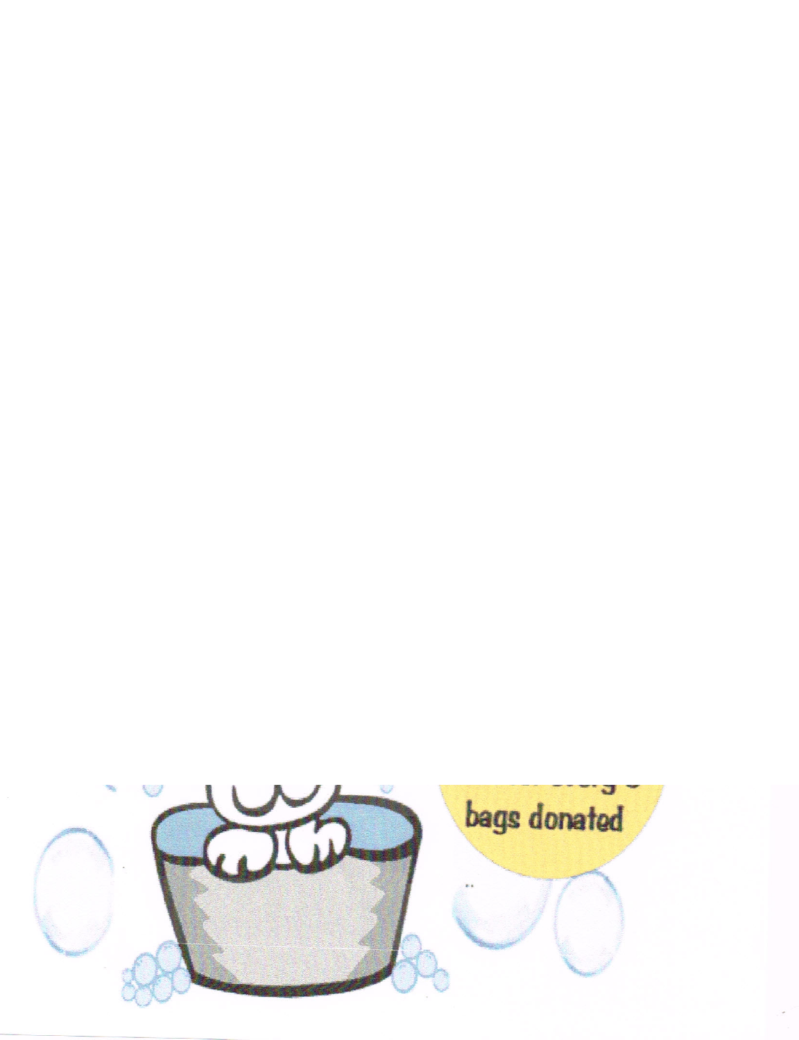bags donated